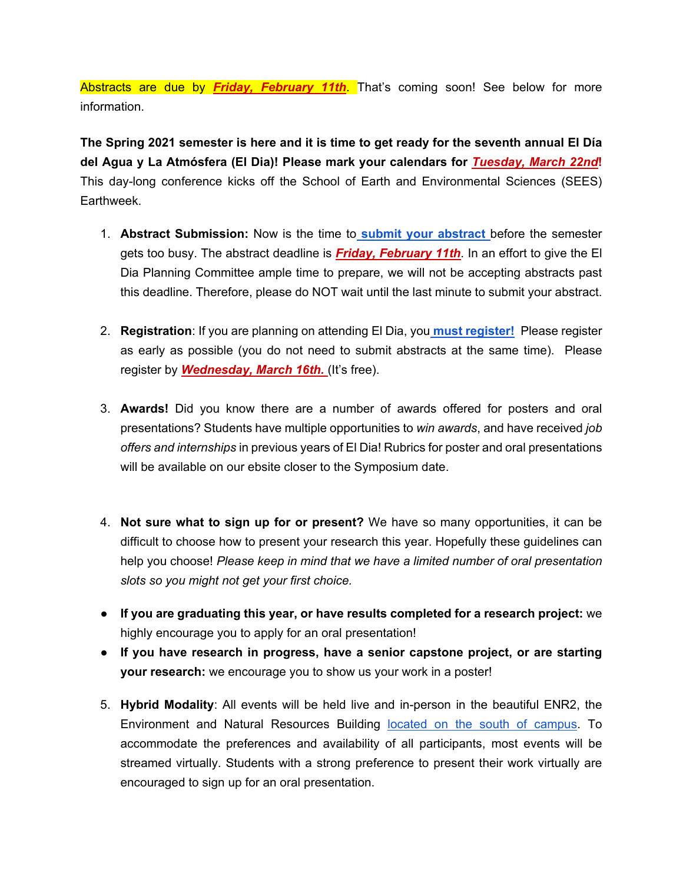Abstracts are due by ***Friday, February 11th***. That's coming soon! See below for more information.

**The Spring 2021 semester is here and it is time to get ready for the seventh annual El Día del Agua y La Atmósfera (El Dia)! Please mark your calendars for *Tuesday, March 22nd*!** This day-long conference kicks off the School of Earth and Environmental Sciences (SEES) Earthweek.

1. **Abstract Submission:** Now is the time to **submit your abstract** before the semester gets too busy. The abstract deadline is ***Friday, February 11th***. In an effort to give the El Dia Planning Committee ample time to prepare, we will not be accepting abstracts past this deadline. Therefore, please do NOT wait until the last minute to submit your abstract.

2. **Registration**: If you are planning on attending El Dia, you **must register!** Please register as early as possible (you do not need to submit abstracts at the same time). Please register by ***Wednesday, March 16th.*** (It's free).

3. **Awards!** Did you know there are a number of awards offered for posters and oral presentations? Students have multiple opportunities to *win awards*, and have received *job offers and internships* in previous years of El Dia! Rubrics for poster and oral presentations will be available on our ebsite closer to the Symposium date.

4. **Not sure what to sign up for or present?** We have so many opportunities, it can be difficult to choose how to present your research this year. Hopefully these guidelines can help you choose! *Please keep in mind that we have a limited number of oral presentation slots so you might not get your first choice.*

- **If you are graduating this year, or have results completed for a research project:** we highly encourage you to apply for an oral presentation!
- **If you have research in progress, have a senior capstone project, or are starting your research:** we encourage you to show us your work in a poster!

5. **Hybrid Modality**: All events will be held live and in-person in the beautiful ENR2, the Environment and Natural Resources Building located on the south of campus. To accommodate the preferences and availability of all participants, most events will be streamed virtually. Students with a strong preference to present their work virtually are encouraged to sign up for an oral presentation.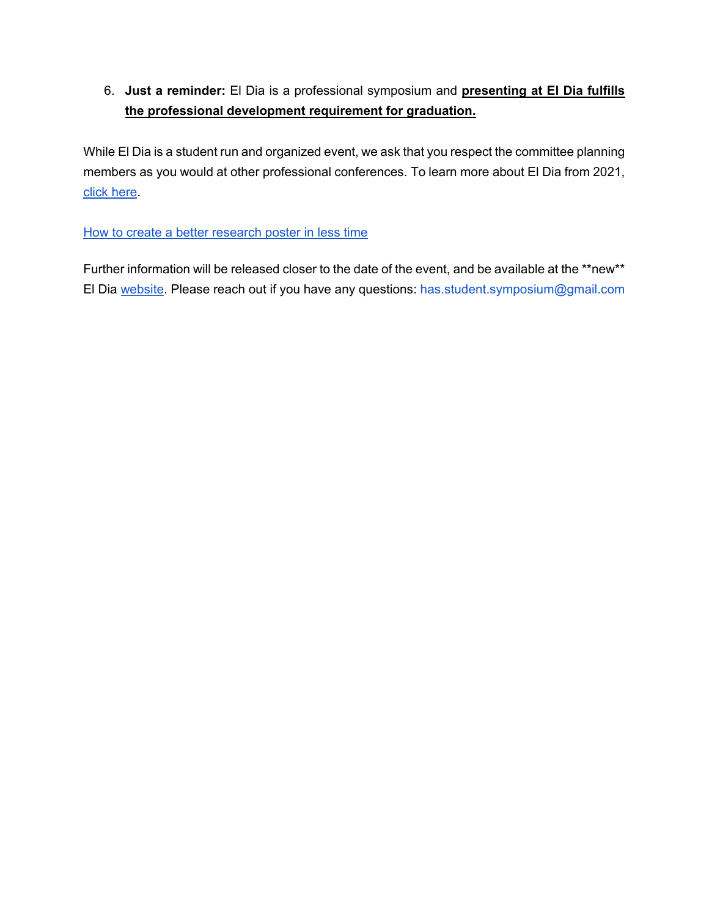6. **Just a reminder:** El Dia is a professional symposium and **presenting at El Dia fulfills the professional development requirement for graduation.**

While El Dia is a student run and organized event, we ask that you respect the committee planning members as you would at other professional conferences. To learn more about El Dia from 2021, click here.

How to create a better research poster in less time

Further information will be released closer to the date of the event, and be available at the **new** El Dia website. Please reach out if you have any questions: has.student.symposium@gmail.com